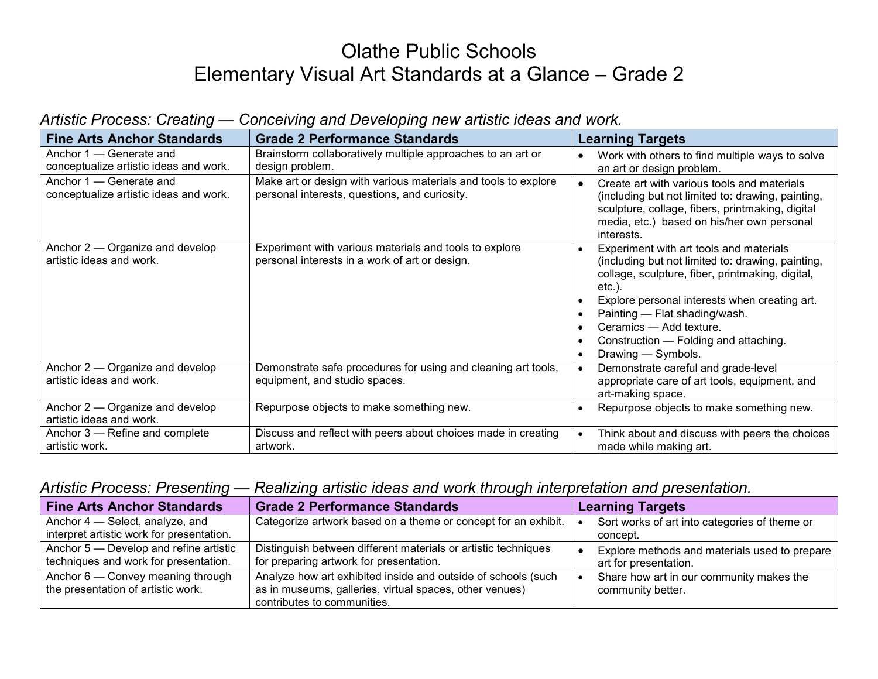# Olathe Public Schools
# Elementary Visual Art Standards at a Glance – Grade 2

## *Artistic Process: Creating — Conceiving and Developing new artistic ideas and work.*

| Fine Arts Anchor Standards | Grade 2 Performance Standards | Learning Targets |
|---|---|---|
| Anchor 1 — Generate and conceptualize artistic ideas and work. | Brainstorm collaboratively multiple approaches to an art or design problem. | • Work with others to find multiple ways to solve an art or design problem. |
| Anchor 1 — Generate and conceptualize artistic ideas and work. | Make art or design with various materials and tools to explore personal interests, questions, and curiosity. | • Create art with various tools and materials (including but not limited to: drawing, painting, sculpture, collage, fibers, printmaking, digital media, etc.) based on his/her own personal interests. |
| Anchor 2 — Organize and develop artistic ideas and work. | Experiment with various materials and tools to explore personal interests in a work of art or design. | • Experiment with art tools and materials (including but not limited to: drawing, painting, collage, sculpture, fiber, printmaking, digital, etc.).<br>• Explore personal interests when creating art.<br>• Painting — Flat shading/wash.<br>• Ceramics — Add texture.<br>• Construction — Folding and attaching.<br>• Drawing — Symbols. |
| Anchor 2 — Organize and develop artistic ideas and work. | Demonstrate safe procedures for using and cleaning art tools, equipment, and studio spaces. | • Demonstrate careful and grade-level appropriate care of art tools, equipment, and art-making space. |
| Anchor 2 — Organize and develop artistic ideas and work. | Repurpose objects to make something new. | • Repurpose objects to make something new. |
| Anchor 3 — Refine and complete artistic work. | Discuss and reflect with peers about choices made in creating artwork. | • Think about and discuss with peers the choices made while making art. |

## *Artistic Process: Presenting — Realizing artistic ideas and work through interpretation and presentation.*

| Fine Arts Anchor Standards | Grade 2 Performance Standards | Learning Targets |
|---|---|---|
| Anchor 4 — Select, analyze, and interpret artistic work for presentation. | Categorize artwork based on a theme or concept for an exhibit. | • Sort works of art into categories of theme or concept. |
| Anchor 5 — Develop and refine artistic techniques and work for presentation. | Distinguish between different materials or artistic techniques for preparing artwork for presentation. | • Explore methods and materials used to prepare art for presentation. |
| Anchor 6 — Convey meaning through the presentation of artistic work. | Analyze how art exhibited inside and outside of schools (such as in museums, galleries, virtual spaces, other venues) contributes to communities. | • Share how art in our community makes the community better. |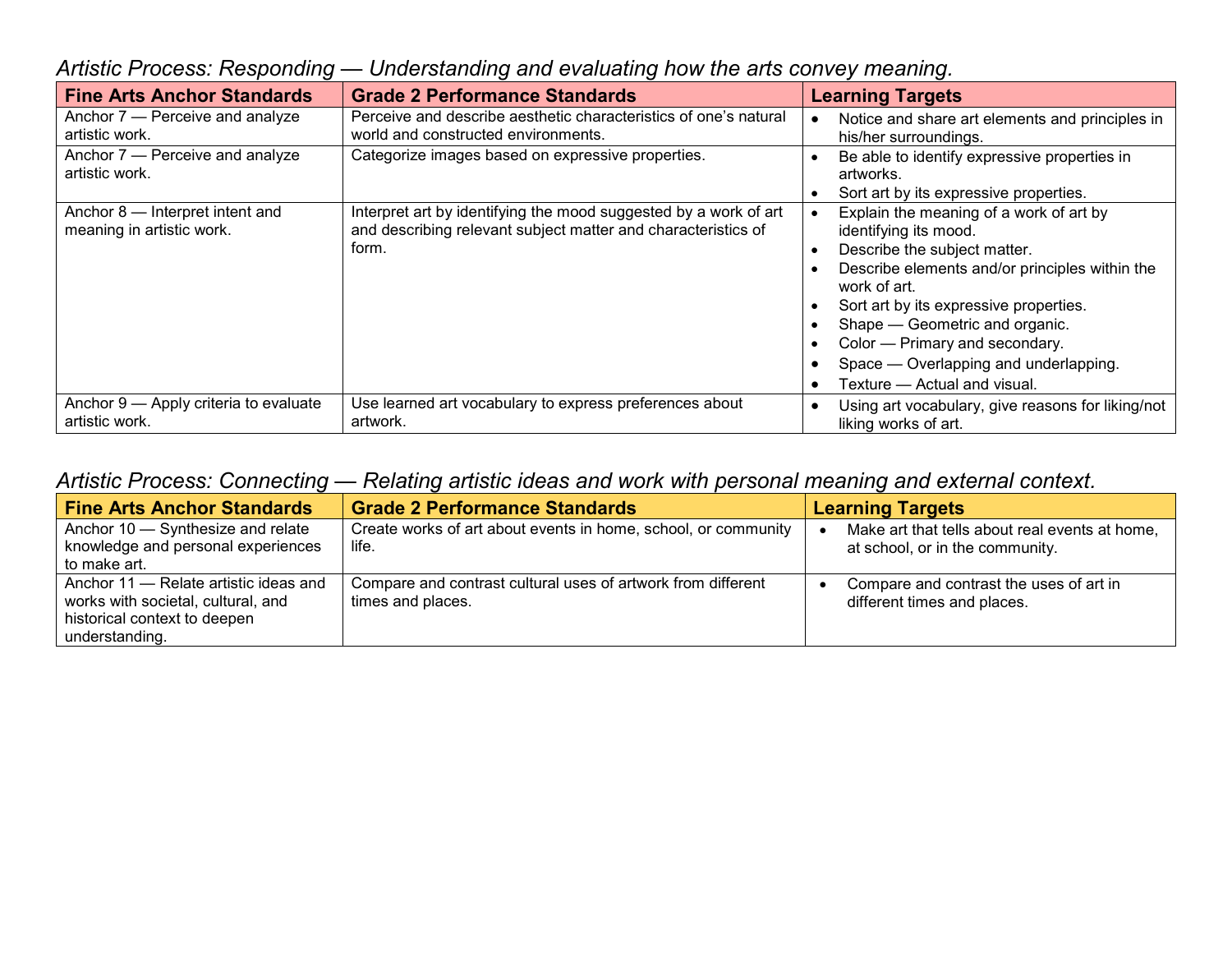*Artistic Process: Responding — Understanding and evaluating how the arts convey meaning.*

| Fine Arts Anchor Standards | Grade 2 Performance Standards | Learning Targets |
|---|---|---|
| Anchor 7 — Perceive and analyze artistic work. | Perceive and describe aesthetic characteristics of one's natural world and constructed environments. | • Notice and share art elements and principles in his/her surroundings. |
| Anchor 7 — Perceive and analyze artistic work. | Categorize images based on expressive properties. | • Be able to identify expressive properties in artworks.<br>• Sort art by its expressive properties. |
| Anchor 8 — Interpret intent and meaning in artistic work. | Interpret art by identifying the mood suggested by a work of art and describing relevant subject matter and characteristics of form. | • Explain the meaning of a work of art by identifying its mood.<br>• Describe the subject matter.<br>• Describe elements and/or principles within the work of art.<br>• Sort art by its expressive properties.<br>• Shape — Geometric and organic.<br>• Color — Primary and secondary.<br>• Space — Overlapping and underlapping.<br>• Texture — Actual and visual. |
| Anchor 9 — Apply criteria to evaluate artistic work. | Use learned art vocabulary to express preferences about artwork. | • Using art vocabulary, give reasons for liking/not liking works of art. |

*Artistic Process: Connecting — Relating artistic ideas and work with personal meaning and external context.*

| Fine Arts Anchor Standards | Grade 2 Performance Standards | Learning Targets |
|---|---|---|
| Anchor 10 — Synthesize and relate knowledge and personal experiences to make art. | Create works of art about events in home, school, or community life. | • Make art that tells about real events at home, at school, or in the community. |
| Anchor 11 — Relate artistic ideas and works with societal, cultural, and historical context to deepen understanding. | Compare and contrast cultural uses of artwork from different times and places. | • Compare and contrast the uses of art in different times and places. |